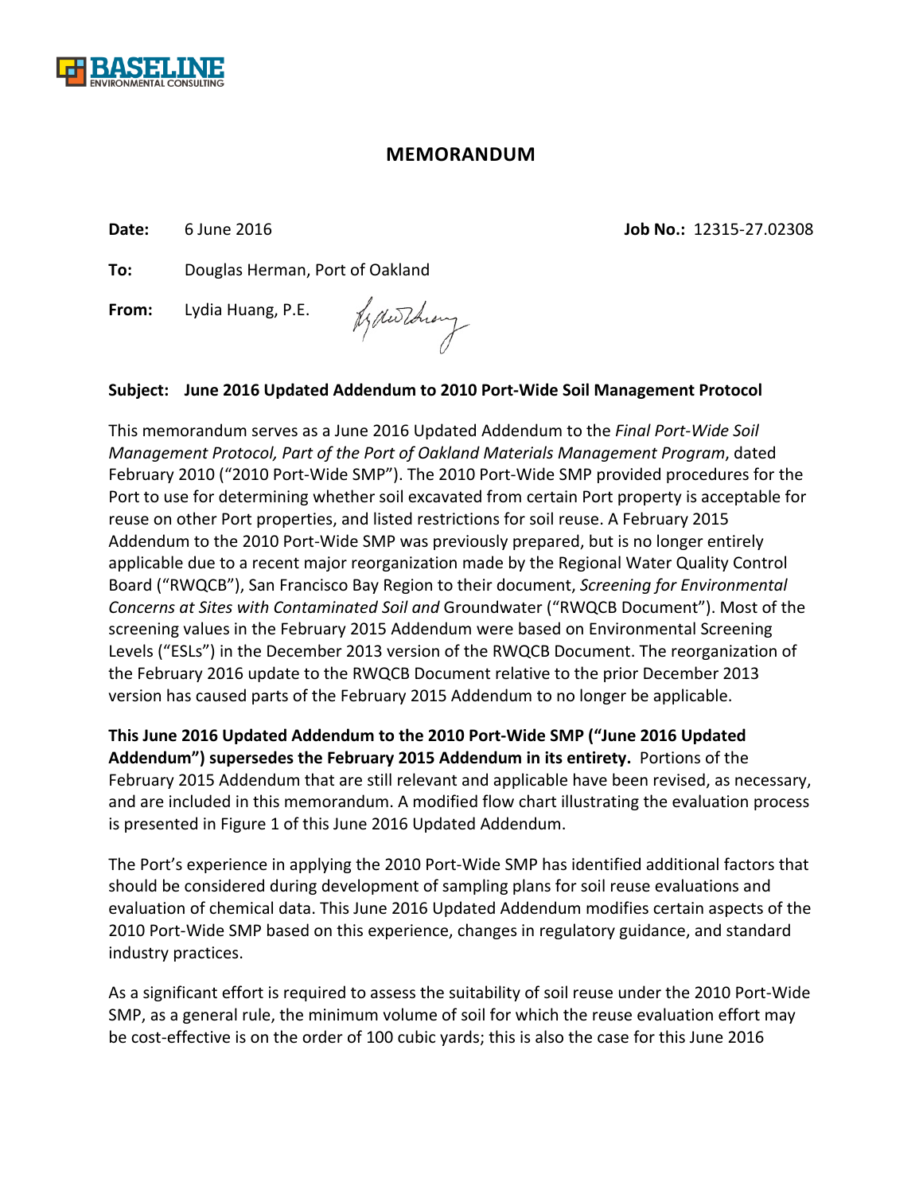BASELINE ENVIRONMENTAL CONSULTING

# MEMORANDUM

**Date:** 6 June 2016 **Job No.:** 12315-27.02308

**To:** Douglas Herman, Port of Oakland

**From:** Lydia Huang, P.E.

**Subject: June 2016 Updated Addendum to 2010 Port-Wide Soil Management Protocol**

This memorandum serves as a June 2016 Updated Addendum to the *Final Port-Wide Soil Management Protocol, Part of the Port of Oakland Materials Management Program*, dated February 2010 ("2010 Port-Wide SMP"). The 2010 Port-Wide SMP provided procedures for the Port to use for determining whether soil excavated from certain Port property is acceptable for reuse on other Port properties, and listed restrictions for soil reuse. A February 2015 Addendum to the 2010 Port-Wide SMP was previously prepared, but is no longer entirely applicable due to a recent major reorganization made by the Regional Water Quality Control Board ("RWQCB"), San Francisco Bay Region to their document, *Screening for Environmental Concerns at Sites with Contaminated Soil and* Groundwater ("RWQCB Document"). Most of the screening values in the February 2015 Addendum were based on Environmental Screening Levels ("ESLs") in the December 2013 version of the RWQCB Document. The reorganization of the February 2016 update to the RWQCB Document relative to the prior December 2013 version has caused parts of the February 2015 Addendum to no longer be applicable.

**This June 2016 Updated Addendum to the 2010 Port-Wide SMP ("June 2016 Updated Addendum") supersedes the February 2015 Addendum in its entirety.** Portions of the February 2015 Addendum that are still relevant and applicable have been revised, as necessary, and are included in this memorandum. A modified flow chart illustrating the evaluation process is presented in Figure 1 of this June 2016 Updated Addendum.

The Port's experience in applying the 2010 Port-Wide SMP has identified additional factors that should be considered during development of sampling plans for soil reuse evaluations and evaluation of chemical data. This June 2016 Updated Addendum modifies certain aspects of the 2010 Port-Wide SMP based on this experience, changes in regulatory guidance, and standard industry practices.

As a significant effort is required to assess the suitability of soil reuse under the 2010 Port-Wide SMP, as a general rule, the minimum volume of soil for which the reuse evaluation effort may be cost-effective is on the order of 100 cubic yards; this is also the case for this June 2016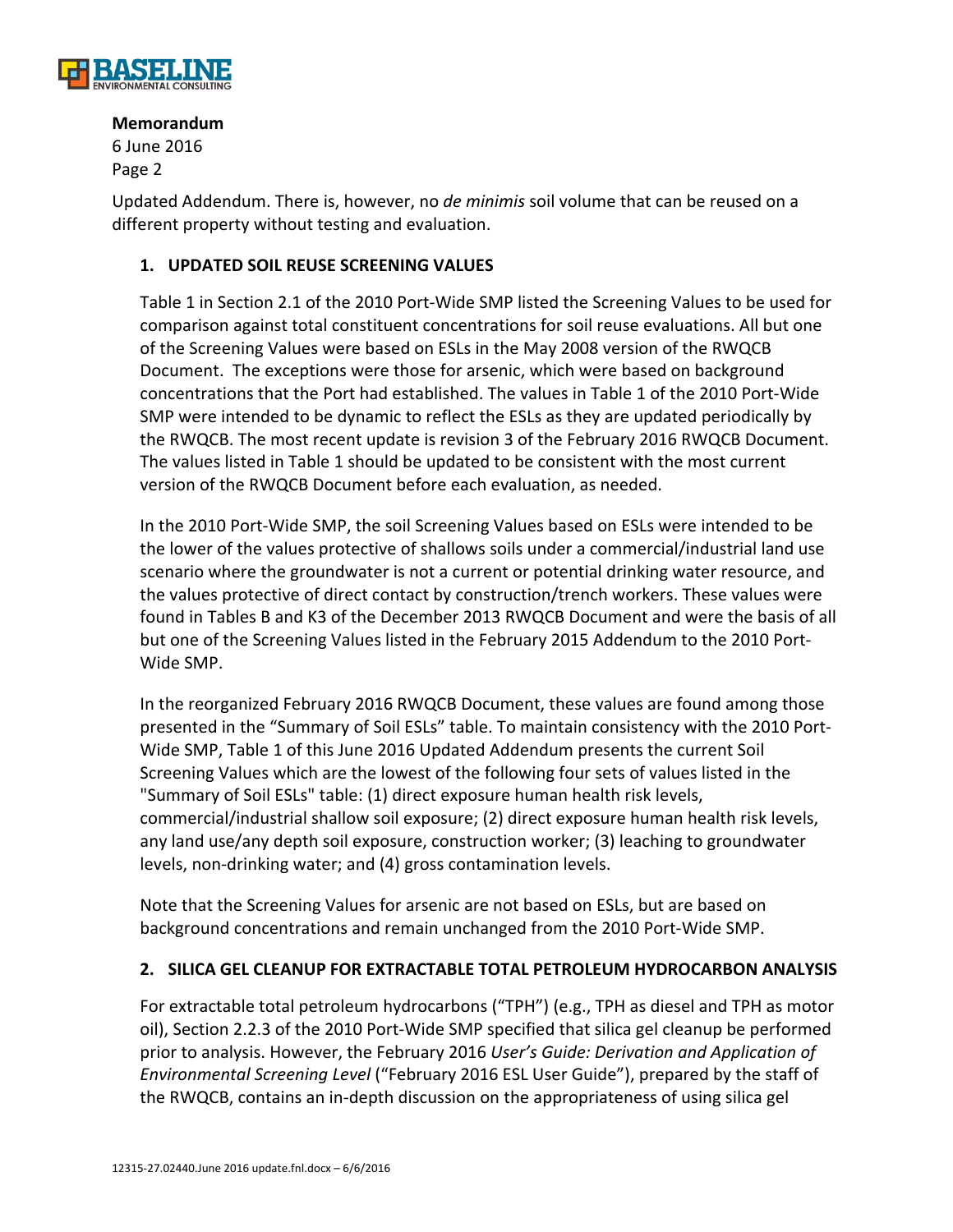Updated Addendum. There is, however, no *de minimis* soil volume that can be reused on a different property without testing and evaluation.

## 1. UPDATED SOIL REUSE SCREENING VALUES

Table 1 in Section 2.1 of the 2010 Port-Wide SMP listed the Screening Values to be used for comparison against total constituent concentrations for soil reuse evaluations. All but one of the Screening Values were based on ESLs in the May 2008 version of the RWQCB Document. The exceptions were those for arsenic, which were based on background concentrations that the Port had established. The values in Table 1 of the 2010 Port-Wide SMP were intended to be dynamic to reflect the ESLs as they are updated periodically by the RWQCB. The most recent update is revision 3 of the February 2016 RWQCB Document. The values listed in Table 1 should be updated to be consistent with the most current version of the RWQCB Document before each evaluation, as needed.

In the 2010 Port-Wide SMP, the soil Screening Values based on ESLs were intended to be the lower of the values protective of shallows soils under a commercial/industrial land use scenario where the groundwater is not a current or potential drinking water resource, and the values protective of direct contact by construction/trench workers. These values were found in Tables B and K3 of the December 2013 RWQCB Document and were the basis of all but one of the Screening Values listed in the February 2015 Addendum to the 2010 Port-Wide SMP.

In the reorganized February 2016 RWQCB Document, these values are found among those presented in the "Summary of Soil ESLs" table. To maintain consistency with the 2010 Port-Wide SMP, Table 1 of this June 2016 Updated Addendum presents the current Soil Screening Values which are the lowest of the following four sets of values listed in the "Summary of Soil ESLs" table: (1) direct exposure human health risk levels, commercial/industrial shallow soil exposure; (2) direct exposure human health risk levels, any land use/any depth soil exposure, construction worker; (3) leaching to groundwater levels, non-drinking water; and (4) gross contamination levels.

Note that the Screening Values for arsenic are not based on ESLs, but are based on background concentrations and remain unchanged from the 2010 Port-Wide SMP.

## 2. SILICA GEL CLEANUP FOR EXTRACTABLE TOTAL PETROLEUM HYDROCARBON ANALYSIS

For extractable total petroleum hydrocarbons ("TPH") (e.g., TPH as diesel and TPH as motor oil), Section 2.2.3 of the 2010 Port-Wide SMP specified that silica gel cleanup be performed prior to analysis. However, the February 2016 *User's Guide: Derivation and Application of Environmental Screening Level* ("February 2016 ESL User Guide"), prepared by the staff of the RWQCB, contains an in-depth discussion on the appropriateness of using silica gel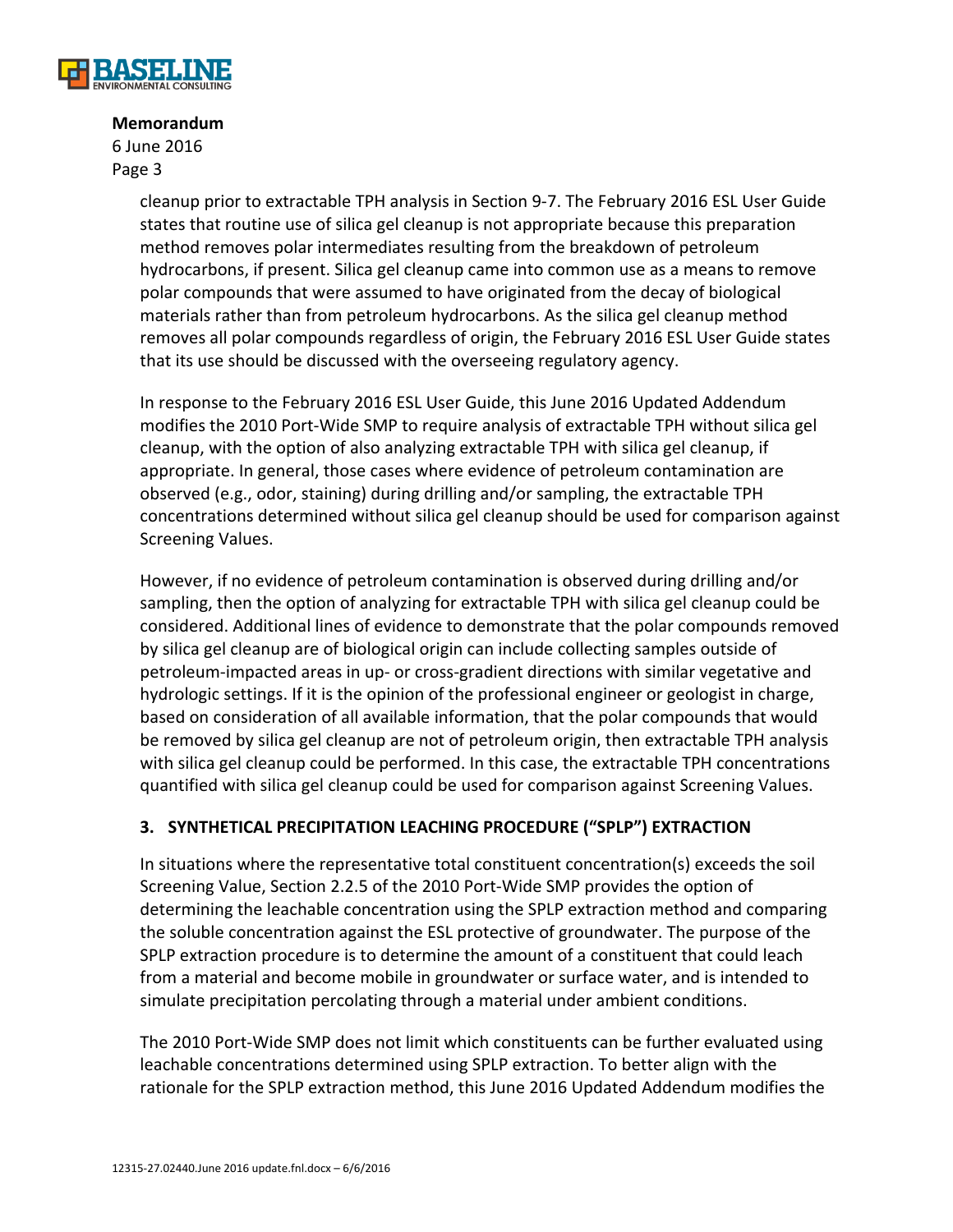cleanup prior to extractable TPH analysis in Section 9-7. The February 2016 ESL User Guide states that routine use of silica gel cleanup is not appropriate because this preparation method removes polar intermediates resulting from the breakdown of petroleum hydrocarbons, if present. Silica gel cleanup came into common use as a means to remove polar compounds that were assumed to have originated from the decay of biological materials rather than from petroleum hydrocarbons. As the silica gel cleanup method removes all polar compounds regardless of origin, the February 2016 ESL User Guide states that its use should be discussed with the overseeing regulatory agency.

In response to the February 2016 ESL User Guide, this June 2016 Updated Addendum modifies the 2010 Port-Wide SMP to require analysis of extractable TPH without silica gel cleanup, with the option of also analyzing extractable TPH with silica gel cleanup, if appropriate. In general, those cases where evidence of petroleum contamination are observed (e.g., odor, staining) during drilling and/or sampling, the extractable TPH concentrations determined without silica gel cleanup should be used for comparison against Screening Values.

However, if no evidence of petroleum contamination is observed during drilling and/or sampling, then the option of analyzing for extractable TPH with silica gel cleanup could be considered. Additional lines of evidence to demonstrate that the polar compounds removed by silica gel cleanup are of biological origin can include collecting samples outside of petroleum-impacted areas in up- or cross-gradient directions with similar vegetative and hydrologic settings. If it is the opinion of the professional engineer or geologist in charge, based on consideration of all available information, that the polar compounds that would be removed by silica gel cleanup are not of petroleum origin, then extractable TPH analysis with silica gel cleanup could be performed. In this case, the extractable TPH concentrations quantified with silica gel cleanup could be used for comparison against Screening Values.

## 3. SYNTHETICAL PRECIPITATION LEACHING PROCEDURE ("SPLP") EXTRACTION

In situations where the representative total constituent concentration(s) exceeds the soil Screening Value, Section 2.2.5 of the 2010 Port-Wide SMP provides the option of determining the leachable concentration using the SPLP extraction method and comparing the soluble concentration against the ESL protective of groundwater. The purpose of the SPLP extraction procedure is to determine the amount of a constituent that could leach from a material and become mobile in groundwater or surface water, and is intended to simulate precipitation percolating through a material under ambient conditions.

The 2010 Port-Wide SMP does not limit which constituents can be further evaluated using leachable concentrations determined using SPLP extraction. To better align with the rationale for the SPLP extraction method, this June 2016 Updated Addendum modifies the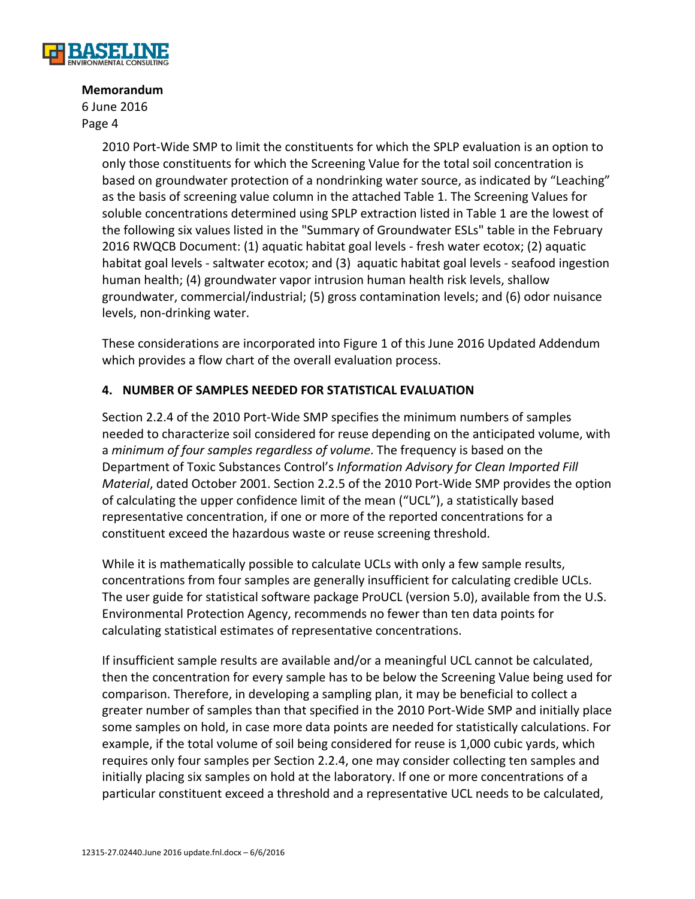2010 Port-Wide SMP to limit the constituents for which the SPLP evaluation is an option to only those constituents for which the Screening Value for the total soil concentration is based on groundwater protection of a nondrinking water source, as indicated by "Leaching" as the basis of screening value column in the attached Table 1. The Screening Values for soluble concentrations determined using SPLP extraction listed in Table 1 are the lowest of the following six values listed in the "Summary of Groundwater ESLs" table in the February 2016 RWQCB Document: (1) aquatic habitat goal levels - fresh water ecotox; (2) aquatic habitat goal levels - saltwater ecotox; and (3) aquatic habitat goal levels - seafood ingestion human health; (4) groundwater vapor intrusion human health risk levels, shallow groundwater, commercial/industrial; (5) gross contamination levels; and (6) odor nuisance levels, non-drinking water.

These considerations are incorporated into Figure 1 of this June 2016 Updated Addendum which provides a flow chart of the overall evaluation process.

## 4. NUMBER OF SAMPLES NEEDED FOR STATISTICAL EVALUATION

Section 2.2.4 of the 2010 Port-Wide SMP specifies the minimum numbers of samples needed to characterize soil considered for reuse depending on the anticipated volume, with a *minimum of four samples regardless of volume*. The frequency is based on the Department of Toxic Substances Control's *Information Advisory for Clean Imported Fill Material*, dated October 2001. Section 2.2.5 of the 2010 Port-Wide SMP provides the option of calculating the upper confidence limit of the mean ("UCL"), a statistically based representative concentration, if one or more of the reported concentrations for a constituent exceed the hazardous waste or reuse screening threshold.

While it is mathematically possible to calculate UCLs with only a few sample results, concentrations from four samples are generally insufficient for calculating credible UCLs. The user guide for statistical software package ProUCL (version 5.0), available from the U.S. Environmental Protection Agency, recommends no fewer than ten data points for calculating statistical estimates of representative concentrations.

If insufficient sample results are available and/or a meaningful UCL cannot be calculated, then the concentration for every sample has to be below the Screening Value being used for comparison. Therefore, in developing a sampling plan, it may be beneficial to collect a greater number of samples than that specified in the 2010 Port-Wide SMP and initially place some samples on hold, in case more data points are needed for statistically calculations. For example, if the total volume of soil being considered for reuse is 1,000 cubic yards, which requires only four samples per Section 2.2.4, one may consider collecting ten samples and initially placing six samples on hold at the laboratory. If one or more concentrations of a particular constituent exceed a threshold and a representative UCL needs to be calculated,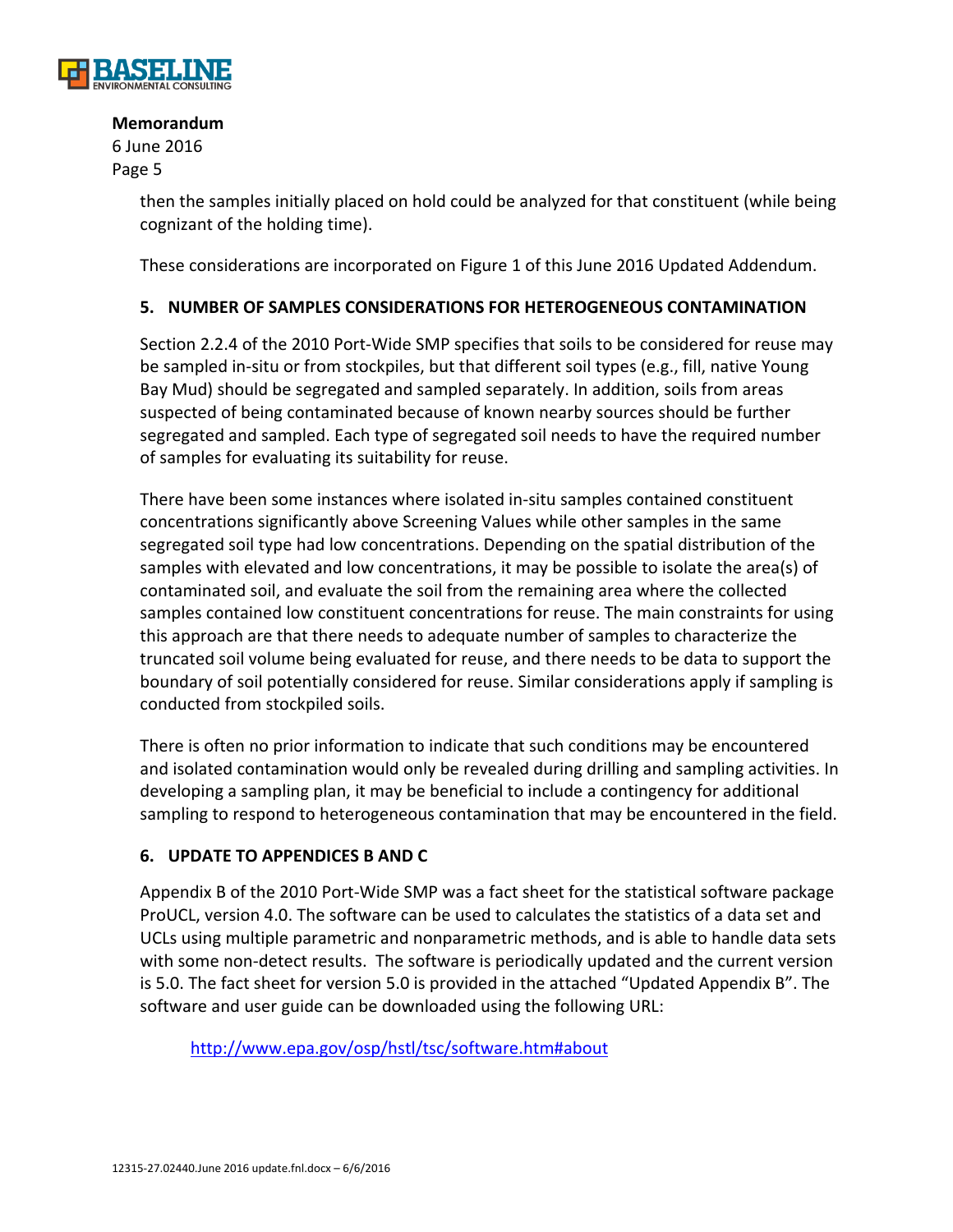then the samples initially placed on hold could be analyzed for that constituent (while being cognizant of the holding time).

These considerations are incorporated on Figure 1 of this June 2016 Updated Addendum.

## 5. NUMBER OF SAMPLES CONSIDERATIONS FOR HETEROGENEOUS CONTAMINATION

Section 2.2.4 of the 2010 Port-Wide SMP specifies that soils to be considered for reuse may be sampled in-situ or from stockpiles, but that different soil types (e.g., fill, native Young Bay Mud) should be segregated and sampled separately. In addition, soils from areas suspected of being contaminated because of known nearby sources should be further segregated and sampled. Each type of segregated soil needs to have the required number of samples for evaluating its suitability for reuse.

There have been some instances where isolated in-situ samples contained constituent concentrations significantly above Screening Values while other samples in the same segregated soil type had low concentrations. Depending on the spatial distribution of the samples with elevated and low concentrations, it may be possible to isolate the area(s) of contaminated soil, and evaluate the soil from the remaining area where the collected samples contained low constituent concentrations for reuse. The main constraints for using this approach are that there needs to adequate number of samples to characterize the truncated soil volume being evaluated for reuse, and there needs to be data to support the boundary of soil potentially considered for reuse. Similar considerations apply if sampling is conducted from stockpiled soils.

There is often no prior information to indicate that such conditions may be encountered and isolated contamination would only be revealed during drilling and sampling activities. In developing a sampling plan, it may be beneficial to include a contingency for additional sampling to respond to heterogeneous contamination that may be encountered in the field.

## 6. UPDATE TO APPENDICES B AND C

Appendix B of the 2010 Port-Wide SMP was a fact sheet for the statistical software package ProUCL, version 4.0. The software can be used to calculates the statistics of a data set and UCLs using multiple parametric and nonparametric methods, and is able to handle data sets with some non-detect results. The software is periodically updated and the current version is 5.0. The fact sheet for version 5.0 is provided in the attached "Updated Appendix B". The software and user guide can be downloaded using the following URL:

http://www.epa.gov/osp/hstl/tsc/software.htm#about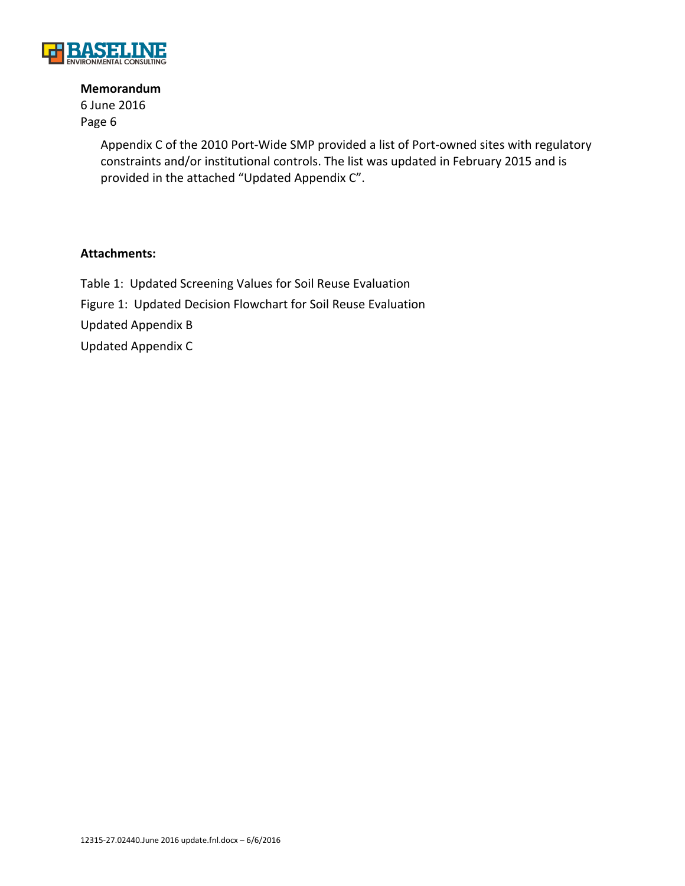Appendix C of the 2010 Port-Wide SMP provided a list of Port-owned sites with regulatory constraints and/or institutional controls. The list was updated in February 2015 and is provided in the attached "Updated Appendix C".

**Attachments:**

Table 1: Updated Screening Values for Soil Reuse Evaluation

Figure 1: Updated Decision Flowchart for Soil Reuse Evaluation

Updated Appendix B

Updated Appendix C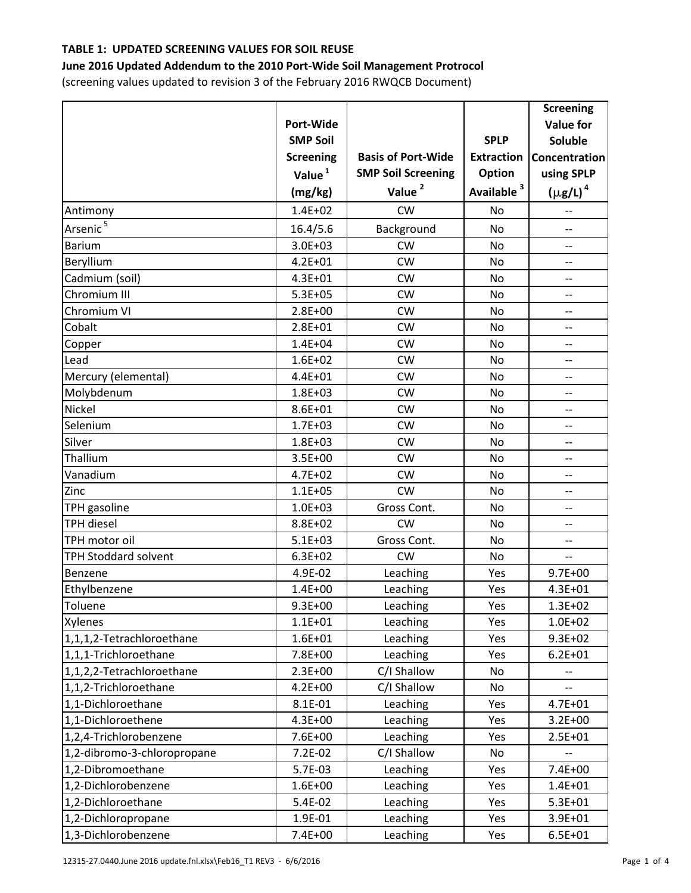**TABLE 1: UPDATED SCREENING VALUES FOR SOIL REUSE**

**June 2016 Updated Addendum to the 2010 Port-Wide Soil Management Protocol**

(screening values updated to revision 3 of the February 2016 RWQCB Document)

| | Port-Wide SMP Soil Screening Value[1] (mg/kg) | Basis of Port-Wide SMP Soil Screening Value[2] | SPLP Extraction Option Available[3] | Screening Value for Soluble Concentration using SPLP ($\mu$g/L)[4] |
|---|---|---|---|---|
| Antimony | 1.4E+02 | CW | No | -- |
| Arsenic[5] | 16.4/5.6 | Background | No | -- |
| Barium | 3.0E+03 | CW | No | -- |
| Beryllium | 4.2E+01 | CW | No | -- |
| Cadmium (soil) | 4.3E+01 | CW | No | -- |
| Chromium III | 5.3E+05 | CW | No | -- |
| Chromium VI | 2.8E+00 | CW | No | -- |
| Cobalt | 2.8E+01 | CW | No | -- |
| Copper | 1.4E+04 | CW | No | -- |
| Lead | 1.6E+02 | CW | No | -- |
| Mercury (elemental) | 4.4E+01 | CW | No | -- |
| Molybdenum | 1.8E+03 | CW | No | -- |
| Nickel | 8.6E+01 | CW | No | -- |
| Selenium | 1.7E+03 | CW | No | -- |
| Silver | 1.8E+03 | CW | No | -- |
| Thallium | 3.5E+00 | CW | No | -- |
| Vanadium | 4.7E+02 | CW | No | -- |
| Zinc | 1.1E+05 | CW | No | -- |
| TPH gasoline | 1.0E+03 | Gross Cont. | No | -- |
| TPH diesel | 8.8E+02 | CW | No | -- |
| TPH motor oil | 5.1E+03 | Gross Cont. | No | -- |
| TPH Stoddard solvent | 6.3E+02 | CW | No | -- |
| Benzene | 4.9E-02 | Leaching | Yes | 9.7E+00 |
| Ethylbenzene | 1.4E+00 | Leaching | Yes | 4.3E+01 |
| Toluene | 9.3E+00 | Leaching | Yes | 1.3E+02 |
| Xylenes | 1.1E+01 | Leaching | Yes | 1.0E+02 |
| 1,1,1,2-Tetrachloroethane | 1.6E+01 | Leaching | Yes | 9.3E+02 |
| 1,1,1-Trichloroethane | 7.8E+00 | Leaching | Yes | 6.2E+01 |
| 1,1,2,2-Tetrachloroethane | 2.3E+00 | C/I Shallow | No | -- |
| 1,1,2-Trichloroethane | 4.2E+00 | C/I Shallow | No | -- |
| 1,1-Dichloroethane | 8.1E-01 | Leaching | Yes | 4.7E+01 |
| 1,1-Dichloroethene | 4.3E+00 | Leaching | Yes | 3.2E+00 |
| 1,2,4-Trichlorobenzene | 7.6E+00 | Leaching | Yes | 2.5E+01 |
| 1,2-dibromo-3-chloropropane | 7.2E-02 | C/I Shallow | No | -- |
| 1,2-Dibromoethane | 5.7E-03 | Leaching | Yes | 7.4E+00 |
| 1,2-Dichlorobenzene | 1.6E+00 | Leaching | Yes | 1.4E+01 |
| 1,2-Dichloroethane | 5.4E-02 | Leaching | Yes | 5.3E+01 |
| 1,2-Dichloropropane | 1.9E-01 | Leaching | Yes | 3.9E+01 |
| 1,3-Dichlorobenzene | 7.4E+00 | Leaching | Yes | 6.5E+01 |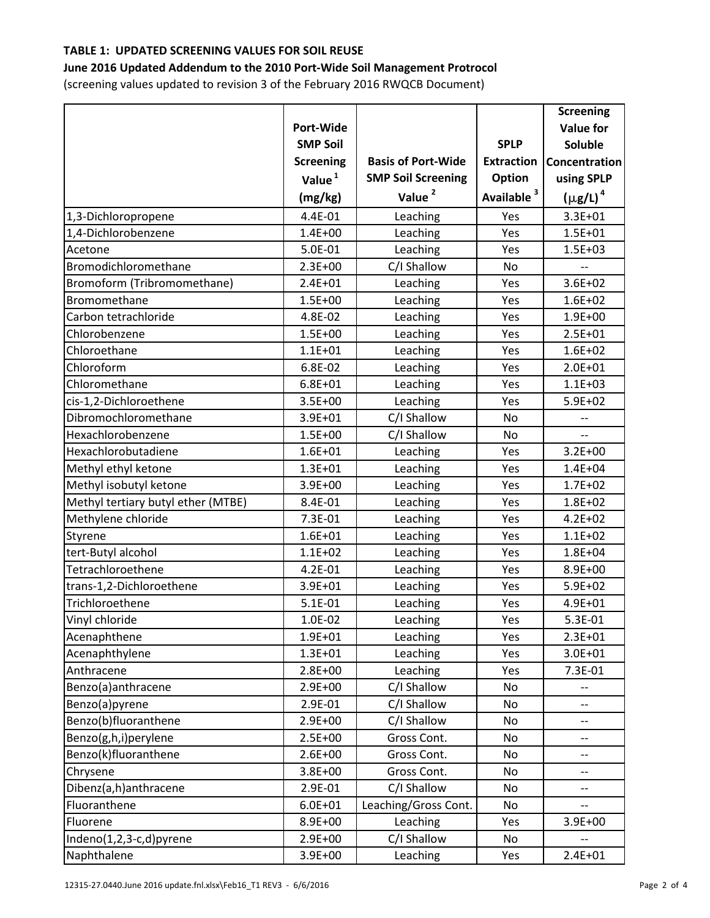**TABLE 1: UPDATED SCREENING VALUES FOR SOIL REUSE**

**June 2016 Updated Addendum to the 2010 Port-Wide Soil Management Protocol**

(screening values updated to revision 3 of the February 2016 RWQCB Document)

| | Port-Wide SMP Soil Screening Value [1] (mg/kg) | Basis of Port-Wide SMP Soil Screening Value [2] | SPLP Extraction Option Available [3] | Screening Value for Soluble Concentration using SPLP ($\mu$g/L) [4] |
|---|---|---|---|---|
| 1,3-Dichloropropene | 4.4E-01 | Leaching | Yes | 3.3E+01 |
| 1,4-Dichlorobenzene | 1.4E+00 | Leaching | Yes | 1.5E+01 |
| Acetone | 5.0E-01 | Leaching | Yes | 1.5E+03 |
| Bromodichloromethane | 2.3E+00 | C/I Shallow | No | -- |
| Bromoform (Tribromomethane) | 2.4E+01 | Leaching | Yes | 3.6E+02 |
| Bromomethane | 1.5E+00 | Leaching | Yes | 1.6E+02 |
| Carbon tetrachloride | 4.8E-02 | Leaching | Yes | 1.9E+00 |
| Chlorobenzene | 1.5E+00 | Leaching | Yes | 2.5E+01 |
| Chloroethane | 1.1E+01 | Leaching | Yes | 1.6E+02 |
| Chloroform | 6.8E-02 | Leaching | Yes | 2.0E+01 |
| Chloromethane | 6.8E+01 | Leaching | Yes | 1.1E+03 |
| cis-1,2-Dichloroethene | 3.5E+00 | Leaching | Yes | 5.9E+02 |
| Dibromochloromethane | 3.9E+01 | C/I Shallow | No | -- |
| Hexachlorobenzene | 1.5E+00 | C/I Shallow | No | -- |
| Hexachlorobutadiene | 1.6E+01 | Leaching | Yes | 3.2E+00 |
| Methyl ethyl ketone | 1.3E+01 | Leaching | Yes | 1.4E+04 |
| Methyl isobutyl ketone | 3.9E+00 | Leaching | Yes | 1.7E+02 |
| Methyl tertiary butyl ether (MTBE) | 8.4E-01 | Leaching | Yes | 1.8E+02 |
| Methylene chloride | 7.3E-01 | Leaching | Yes | 4.2E+02 |
| Styrene | 1.6E+01 | Leaching | Yes | 1.1E+02 |
| tert-Butyl alcohol | 1.1E+02 | Leaching | Yes | 1.8E+04 |
| Tetrachloroethene | 4.2E-01 | Leaching | Yes | 8.9E+00 |
| trans-1,2-Dichloroethene | 3.9E+01 | Leaching | Yes | 5.9E+02 |
| Trichloroethene | 5.1E-01 | Leaching | Yes | 4.9E+01 |
| Vinyl chloride | 1.0E-02 | Leaching | Yes | 5.3E-01 |
| Acenaphthene | 1.9E+01 | Leaching | Yes | 2.3E+01 |
| Acenaphthylene | 1.3E+01 | Leaching | Yes | 3.0E+01 |
| Anthracene | 2.8E+00 | Leaching | Yes | 7.3E-01 |
| Benzo(a)anthracene | 2.9E+00 | C/I Shallow | No | -- |
| Benzo(a)pyrene | 2.9E-01 | C/I Shallow | No | -- |
| Benzo(b)fluoranthene | 2.9E+00 | C/I Shallow | No | -- |
| Benzo(g,h,i)perylene | 2.5E+00 | Gross Cont. | No | -- |
| Benzo(k)fluoranthene | 2.6E+00 | Gross Cont. | No | -- |
| Chrysene | 3.8E+00 | Gross Cont. | No | -- |
| Dibenz(a,h)anthracene | 2.9E-01 | C/I Shallow | No | -- |
| Fluoranthene | 6.0E+01 | Leaching/Gross Cont. | No | -- |
| Fluorene | 8.9E+00 | Leaching | Yes | 3.9E+00 |
| Indeno(1,2,3-c,d)pyrene | 2.9E+00 | C/I Shallow | No | -- |
| Naphthalene | 3.9E+00 | Leaching | Yes | 2.4E+01 |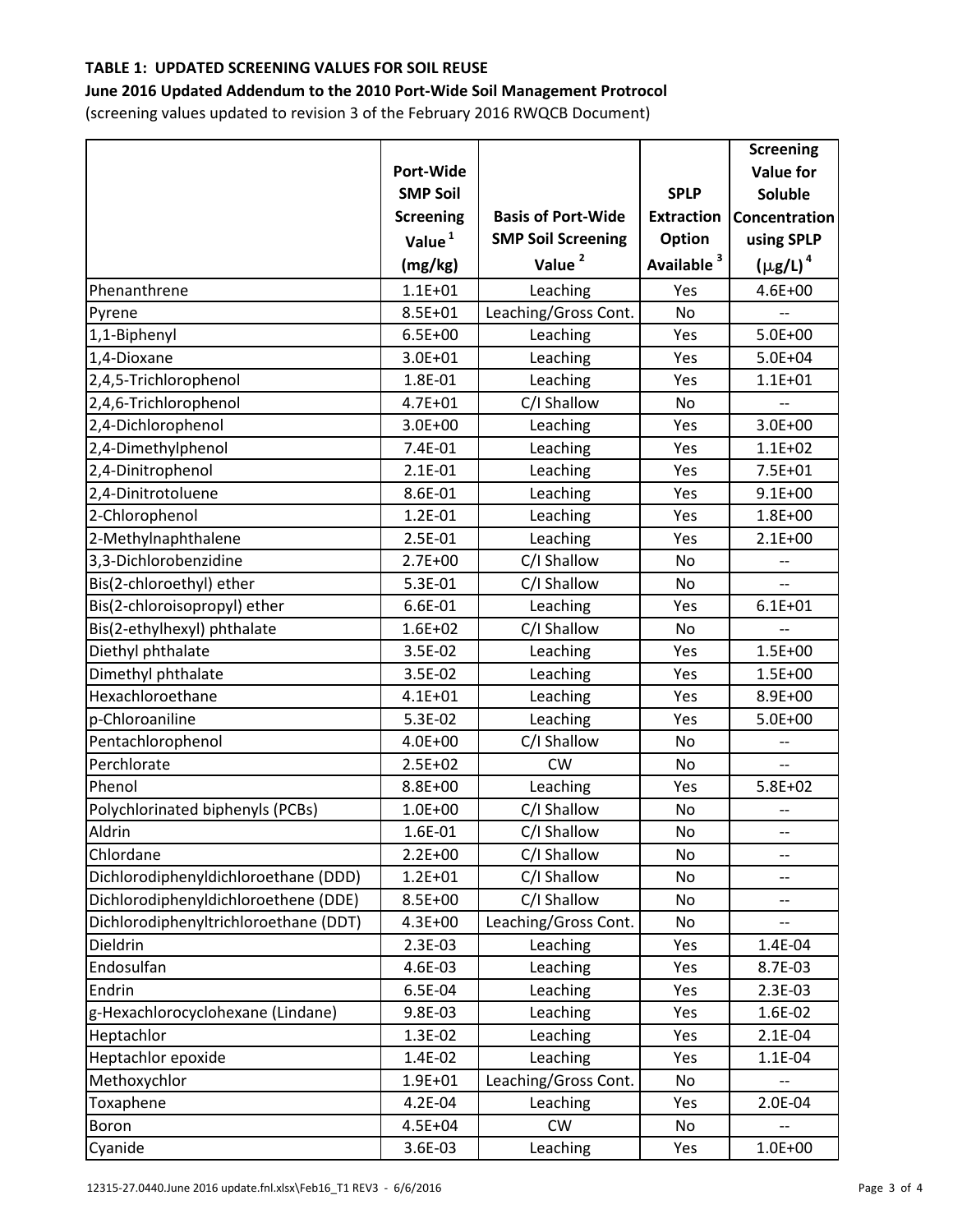**TABLE 1: UPDATED SCREENING VALUES FOR SOIL REUSE**

**June 2016 Updated Addendum to the 2010 Port-Wide Soil Management Protocol**

(screening values updated to revision 3 of the February 2016 RWQCB Document)

| | Port-Wide SMP Soil Screening Value[1] (mg/kg) | Basis of Port-Wide SMP Soil Screening Value[2] | SPLP Extraction Option Available[3] | Screening Value for Soluble Concentration using SPLP ($\mu$g/L)[4] |
|---|---|---|---|---|
| Phenanthrene | 1.1E+01 | Leaching | Yes | 4.6E+00 |
| Pyrene | 8.5E+01 | Leaching/Gross Cont. | No | -- |
| 1,1-Biphenyl | 6.5E+00 | Leaching | Yes | 5.0E+00 |
| 1,4-Dioxane | 3.0E+01 | Leaching | Yes | 5.0E+04 |
| 2,4,5-Trichlorophenol | 1.8E-01 | Leaching | Yes | 1.1E+01 |
| 2,4,6-Trichlorophenol | 4.7E+01 | C/I Shallow | No | -- |
| 2,4-Dichlorophenol | 3.0E+00 | Leaching | Yes | 3.0E+00 |
| 2,4-Dimethylphenol | 7.4E-01 | Leaching | Yes | 1.1E+02 |
| 2,4-Dinitrophenol | 2.1E-01 | Leaching | Yes | 7.5E+01 |
| 2,4-Dinitrotoluene | 8.6E-01 | Leaching | Yes | 9.1E+00 |
| 2-Chlorophenol | 1.2E-01 | Leaching | Yes | 1.8E+00 |
| 2-Methylnaphthalene | 2.5E-01 | Leaching | Yes | 2.1E+00 |
| 3,3-Dichlorobenzidine | 2.7E+00 | C/I Shallow | No | -- |
| Bis(2-chloroethyl) ether | 5.3E-01 | C/I Shallow | No | -- |
| Bis(2-chloroisopropyl) ether | 6.6E-01 | Leaching | Yes | 6.1E+01 |
| Bis(2-ethylhexyl) phthalate | 1.6E+02 | C/I Shallow | No | -- |
| Diethyl phthalate | 3.5E-02 | Leaching | Yes | 1.5E+00 |
| Dimethyl phthalate | 3.5E-02 | Leaching | Yes | 1.5E+00 |
| Hexachloroethane | 4.1E+01 | Leaching | Yes | 8.9E+00 |
| p-Chloroaniline | 5.3E-02 | Leaching | Yes | 5.0E+00 |
| Pentachlorophenol | 4.0E+00 | C/I Shallow | No | -- |
| Perchlorate | 2.5E+02 | CW | No | -- |
| Phenol | 8.8E+00 | Leaching | Yes | 5.8E+02 |
| Polychlorinated biphenyls (PCBs) | 1.0E+00 | C/I Shallow | No | -- |
| Aldrin | 1.6E-01 | C/I Shallow | No | -- |
| Chlordane | 2.2E+00 | C/I Shallow | No | -- |
| Dichlorodiphenyldichloroethane (DDD) | 1.2E+01 | C/I Shallow | No | -- |
| Dichlorodiphenyldichloroethene (DDE) | 8.5E+00 | C/I Shallow | No | -- |
| Dichlorodiphenyltrichloroethane (DDT) | 4.3E+00 | Leaching/Gross Cont. | No | -- |
| Dieldrin | 2.3E-03 | Leaching | Yes | 1.4E-04 |
| Endosulfan | 4.6E-03 | Leaching | Yes | 8.7E-03 |
| Endrin | 6.5E-04 | Leaching | Yes | 2.3E-03 |
| g-Hexachlorocyclohexane (Lindane) | 9.8E-03 | Leaching | Yes | 1.6E-02 |
| Heptachlor | 1.3E-02 | Leaching | Yes | 2.1E-04 |
| Heptachlor epoxide | 1.4E-02 | Leaching | Yes | 1.1E-04 |
| Methoxychlor | 1.9E+01 | Leaching/Gross Cont. | No | -- |
| Toxaphene | 4.2E-04 | Leaching | Yes | 2.0E-04 |
| Boron | 4.5E+04 | CW | No | -- |
| Cyanide | 3.6E-03 | Leaching | Yes | 1.0E+00 |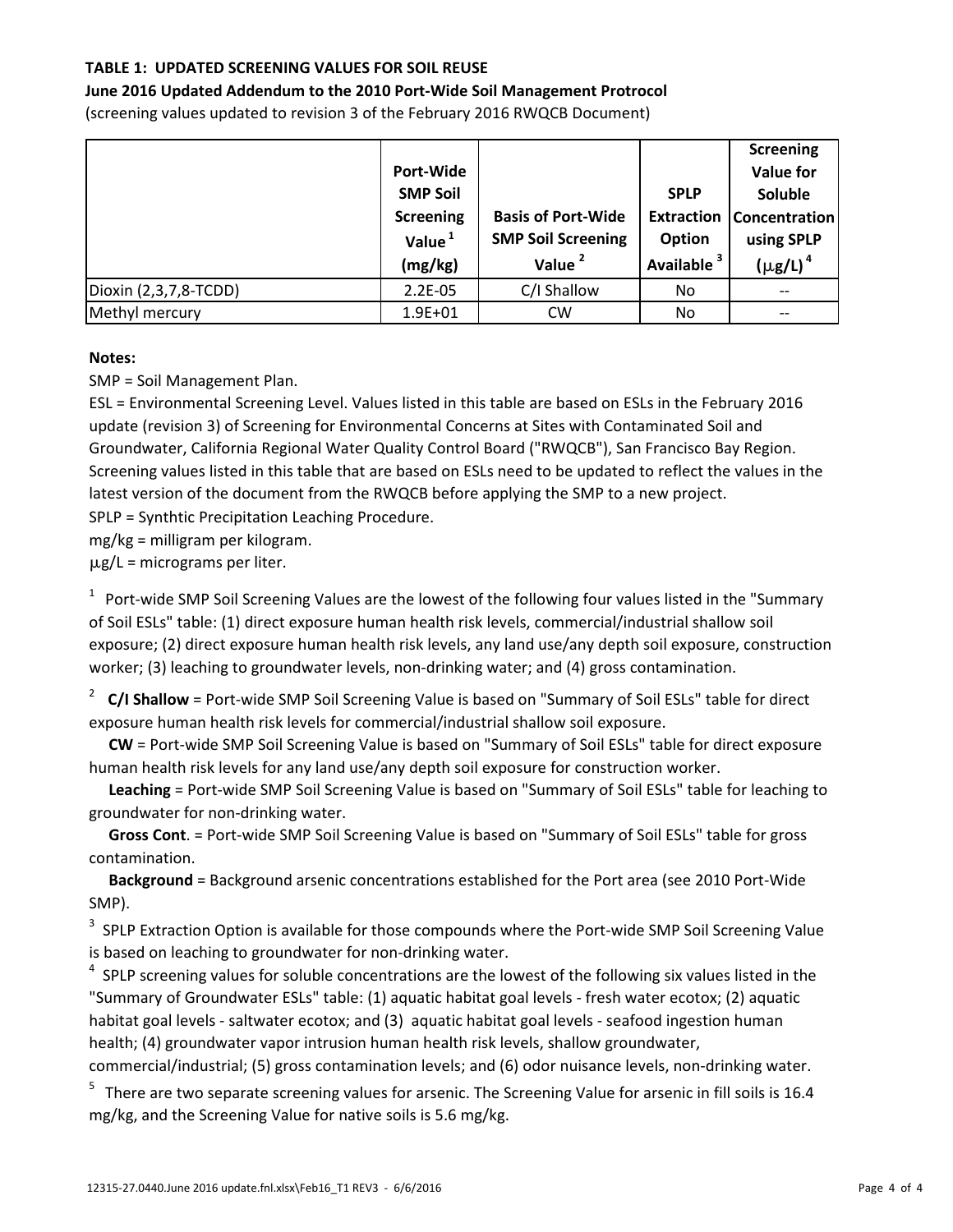**TABLE 1: UPDATED SCREENING VALUES FOR SOIL REUSE**

**June 2016 Updated Addendum to the 2010 Port-Wide Soil Management Protrocol**

(screening values updated to revision 3 of the February 2016 RWQCB Document)

| | Port-Wide SMP Soil Screening Value [1] (mg/kg) | Basis of Port-Wide SMP Soil Screening Value [2] | SPLP Extraction Option Available [3] | Screening Value for Soluble Concentration using SPLP (μg/L) [4] |
|---|---|---|---|---|
| Dioxin (2,3,7,8-TCDD) | 2.2E-05 | C/I Shallow | No | -- |
| Methyl mercury | 1.9E+01 | CW | No | -- |

**Notes:**

SMP = Soil Management Plan.

ESL = Environmental Screening Level. Values listed in this table are based on ESLs in the February 2016 update (revision 3) of Screening for Environmental Concerns at Sites with Contaminated Soil and Groundwater, California Regional Water Quality Control Board ("RWQCB"), San Francisco Bay Region. Screening values listed in this table that are based on ESLs need to be updated to reflect the values in the latest version of the document from the RWQCB before applying the SMP to a new project.

SPLP = Synthtic Precipitation Leaching Procedure.

mg/kg = milligram per kilogram.

μg/L = micrograms per liter.

[1] Port-wide SMP Soil Screening Values are the lowest of the following four values listed in the "Summary of Soil ESLs" table: (1) direct exposure human health risk levels, commercial/industrial shallow soil exposure; (2) direct exposure human health risk levels, any land use/any depth soil exposure, construction worker; (3) leaching to groundwater levels, non-drinking water; and (4) gross contamination.

[2] **C/I Shallow** = Port-wide SMP Soil Screening Value is based on "Summary of Soil ESLs" table for direct exposure human health risk levels for commercial/industrial shallow soil exposure.

**CW** = Port-wide SMP Soil Screening Value is based on "Summary of Soil ESLs" table for direct exposure human health risk levels for any land use/any depth soil exposure for construction worker.

**Leaching** = Port-wide SMP Soil Screening Value is based on "Summary of Soil ESLs" table for leaching to groundwater for non-drinking water.

**Gross Cont**. = Port-wide SMP Soil Screening Value is based on "Summary of Soil ESLs" table for gross contamination.

**Background** = Background arsenic concentrations established for the Port area (see 2010 Port-Wide SMP).

[3] SPLP Extraction Option is available for those compounds where the Port-wide SMP Soil Screening Value is based on leaching to groundwater for non-drinking water.

[4] SPLP screening values for soluble concentrations are the lowest of the following six values listed in the "Summary of Groundwater ESLs" table: (1) aquatic habitat goal levels - fresh water ecotox; (2) aquatic habitat goal levels - saltwater ecotox; and (3) aquatic habitat goal levels - seafood ingestion human health; (4) groundwater vapor intrusion human health risk levels, shallow groundwater, commercial/industrial; (5) gross contamination levels; and (6) odor nuisance levels, non-drinking water.

[5] There are two separate screening values for arsenic. The Screening Value for arsenic in fill soils is 16.4 mg/kg, and the Screening Value for native soils is 5.6 mg/kg.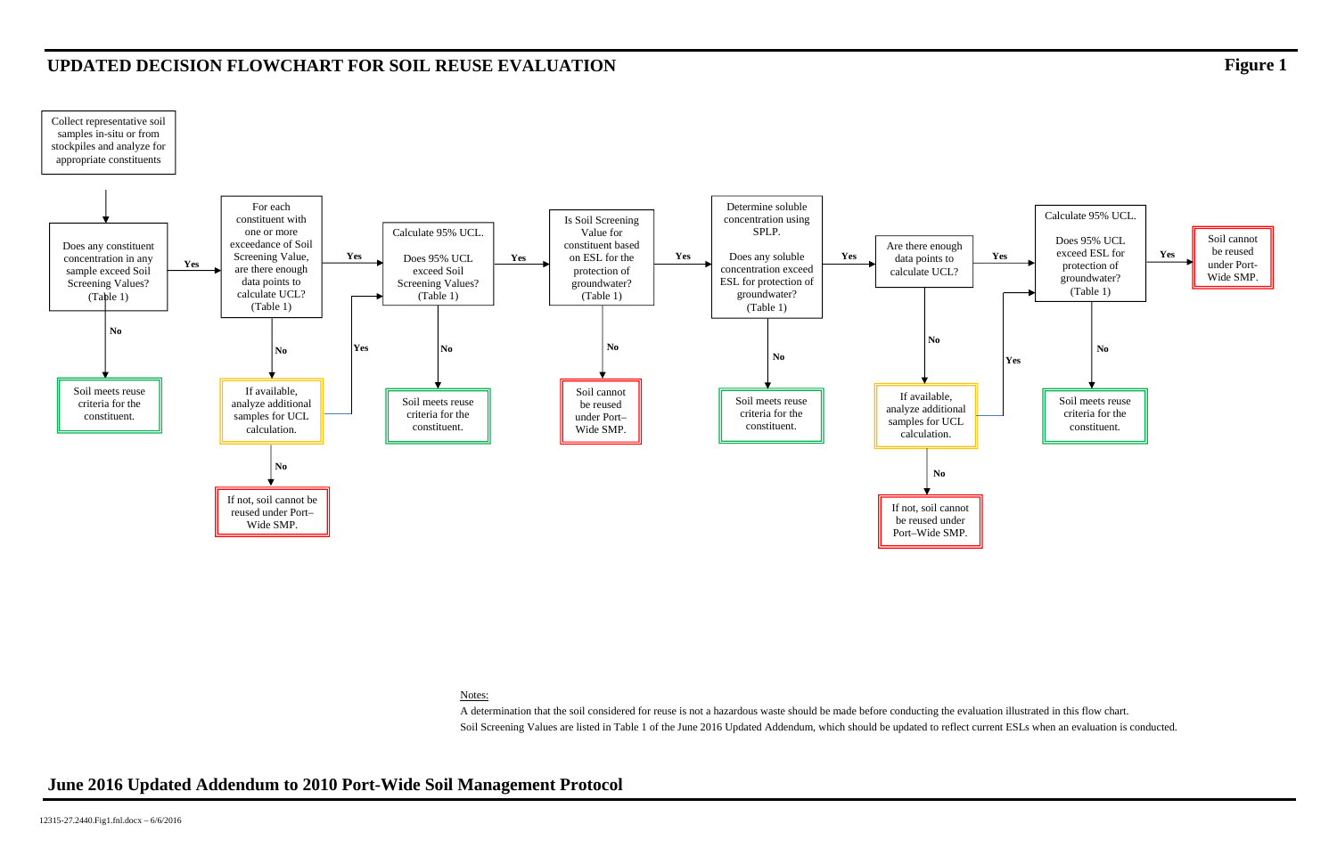# UPDATED DECISION FLOWCHART FOR SOIL REUSE EVALUATION

**Figure 1**

Collect representative soil samples in-situ or from stockpiles and analyze for appropriate constituents

Does any constituent concentration in any sample exceed Soil Screening Values? (Table 1)

- **No** → Soil meets reuse criteria for the constituent.
- **Yes** → For each constituent with one or more exceedance of Soil Screening Value, are there enough data points to calculate UCL? (Table 1)
  - **No** → If available, analyze additional samples for UCL calculation.
    - **Yes** → Calculate 95% UCL.
    - **No** → If not, soil cannot be reused under Port–Wide SMP.
  - **Yes** → Calculate 95% UCL. Does 95% UCL exceed Soil Screening Values? (Table 1)
    - **No** → Soil meets reuse criteria for the constituent.
    - **Yes** → Is Soil Screening Value for constituent based on ESL for the protection of groundwater? (Table 1)
      - **No** → Soil cannot be reused under Port–Wide SMP.
      - **Yes** → Determine soluble concentration using SPLP. Does any soluble concentration exceed ESL for protection of groundwater? (Table 1)
        - **No** → Soil meets reuse criteria for the constituent.
        - **Yes** → Are there enough data points to calculate UCL?
          - **No** → If available, analyze additional samples for UCL calculation.
            - **Yes** → Calculate 95% UCL.
            - **No** → If not, soil cannot be reused under Port–Wide SMP.
          - **Yes** → Calculate 95% UCL. Does 95% UCL exceed ESL for protection of groundwater? (Table 1)
            - **No** → Soil meets reuse criteria for the constituent.
            - **Yes** → Soil cannot be reused under Port-Wide SMP.

Notes:

A determination that the soil considered for reuse is not a hazardous waste should be made before conducting the evaluation illustrated in this flow chart.

Soil Screening Values are listed in Table 1 of the June 2016 Updated Addendum, which should be updated to reflect current ESLs when an evaluation is conducted.

**June 2016 Updated Addendum to 2010 Port-Wide Soil Management Protocol**

12315-27.2440.Fig1.fnl.docx – 6/6/2016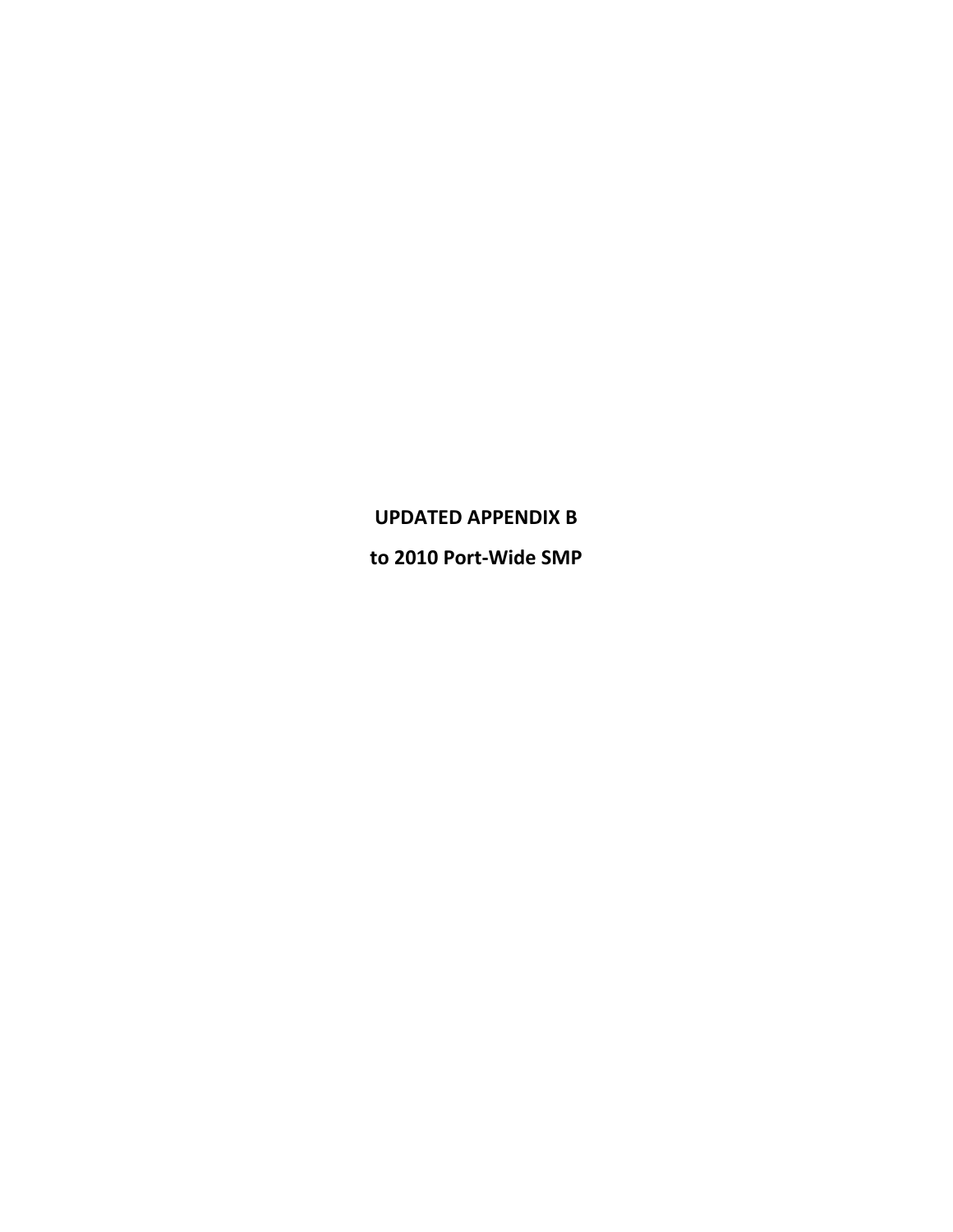# UPDATED APPENDIX B

## to 2010 Port-Wide SMP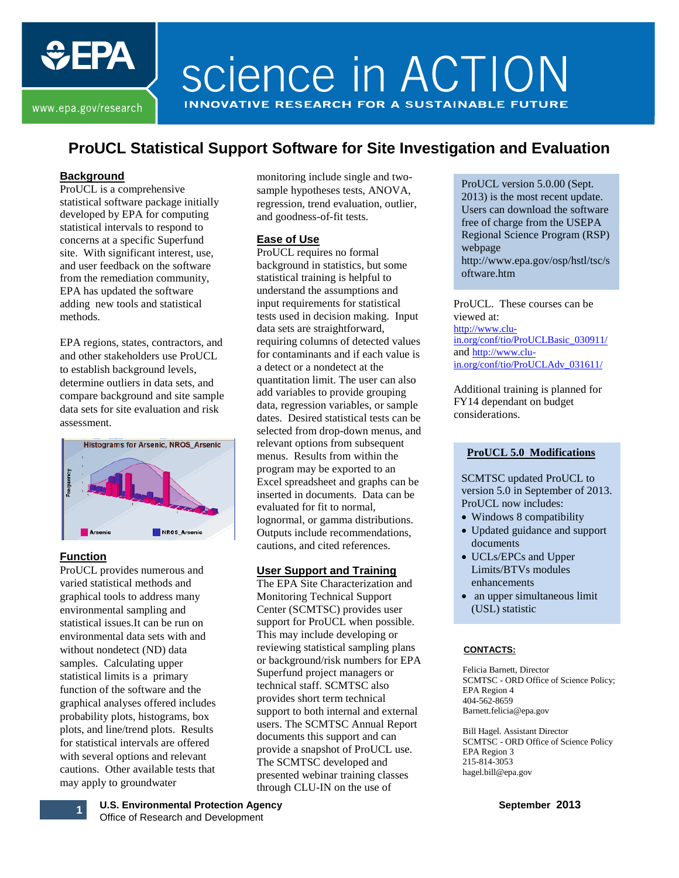# science in ACTION

INNOVATIVE RESEARCH FOR A SUSTAINABLE FUTURE

www.epa.gov/research

## ProUCL Statistical Support Software for Site Investigation and Evaluation

### Background

ProUCL is a comprehensive statistical software package initially developed by EPA for computing statistical intervals to respond to concerns at a specific Superfund site. With significant interest, use, and user feedback on the software from the remediation community, EPA has updated the software adding new tools and statistical methods.

EPA regions, states, contractors, and and other stakeholders use ProUCL to establish background levels, determine outliers in data sets, and compare background and site sample data sets for site evaluation and risk assessment.

### Function

ProUCL provides numerous and varied statistical methods and graphical tools to address many environmental sampling and statistical issues.It can be run on environmental data sets with and without nondetect (ND) data samples. Calculating upper statistical limits is a primary function of the software and the graphical analyses offered includes probability plots, histograms, box plots, and line/trend plots. Results for statistical intervals are offered with several options and relevant cautions. Other available tests that may apply to groundwater monitoring include single and two-sample hypotheses tests, ANOVA, regression, trend evaluation, outlier, and goodness-of-fit tests.

### Ease of Use

ProUCL requires no formal background in statistics, but some statistical training is helpful to understand the assumptions and input requirements for statistical tests used in decision making. Input data sets are straightforward, requiring columns of detected values for contaminants and if each value is a detect or a nondetect at the quantitation limit. The user can also add variables to provide grouping data, regression variables, or sample dates. Desired statistical tests can be selected from drop-down menus, and relevant options from subsequent menus. Results from within the program may be exported to an Excel spreadsheet and graphs can be inserted in documents. Data can be evaluated for fit to normal, lognormal, or gamma distributions. Outputs include recommendations, cautions, and cited references.

### User Support and Training

The EPA Site Characterization and Monitoring Technical Support Center (SCMTSC) provides user support for ProUCL when possible. This may include developing or reviewing statistical sampling plans or background/risk numbers for EPA Superfund project managers or technical staff. SCMTSC also provides short term technical support to both internal and external users. The SCMTSC Annual Report documents this support and can provide a snapshot of ProUCL use. The SCMTSC developed and presented webinar training classes through CLU-IN on the use of ProUCL. These courses can be viewed at: http://www.clu-in.org/conf/tio/ProUCLBasic_030911/ and http://www.clu-in.org/conf/tio/ProUCLAdv_031611/

Additional training is planned for FY14 dependant on budget considerations.

ProUCL version 5.0.00 (Sept. 2013) is the most recent update. Users can download the software free of charge from the USEPA Regional Science Program (RSP) webpage http://www.epa.gov/osp/hstl/tsc/software.htm

### ProUCL 5.0 Modifications

SCMTSC updated ProUCL to version 5.0 in September of 2013. ProUCL now includes:

- Windows 8 compatibility
- Updated guidance and support documents
- UCLs/EPCs and Upper Limits/BTVs modules enhancements
- an upper simultaneous limit (USL) statistic

### CONTACTS:

Felicia Barnett, Director  
SCMTSC - ORD Office of Science Policy;  
EPA Region 4  
404-562-8659  
Barnett.felicia@epa.gov

Bill Hagel. Assistant Director  
SCMTSC - ORD Office of Science Policy  
EPA Region 3  
215-814-3053  
hagel.bill@epa.gov

U.S. Environmental Protection Agency  
Office of Research and Development

September 2013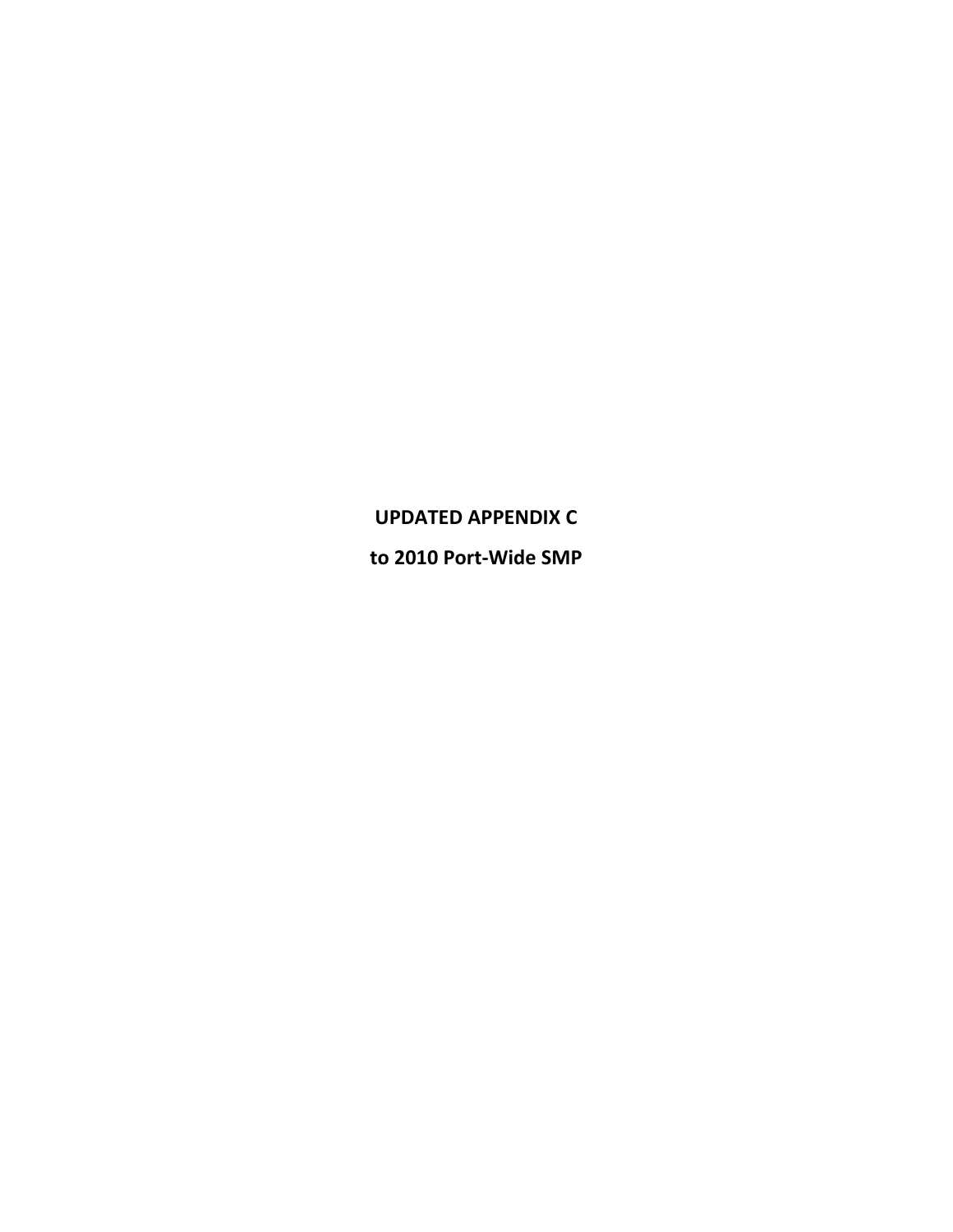**UPDATED APPENDIX C**

**to 2010 Port-Wide SMP**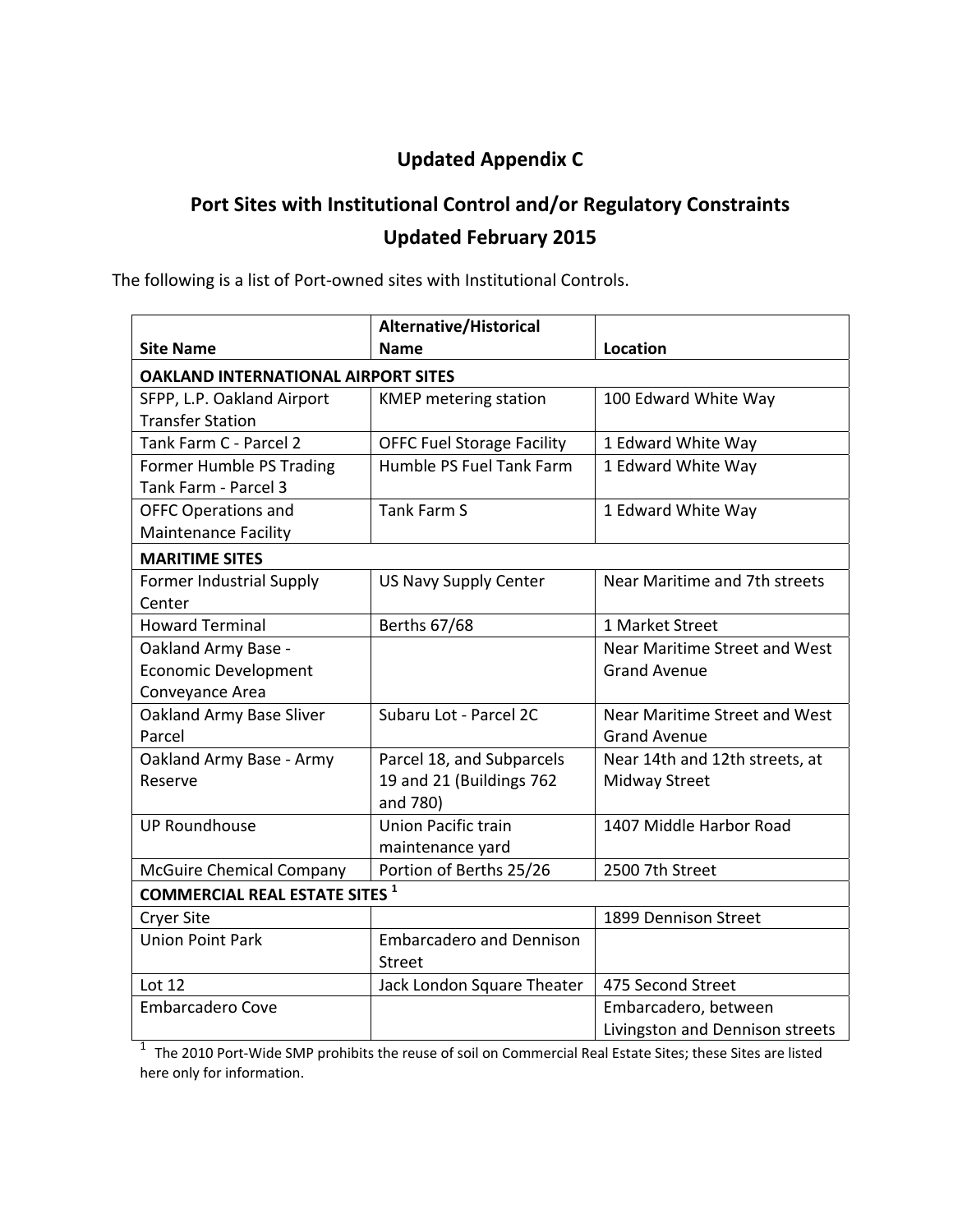# Updated Appendix C

## Port Sites with Institutional Control and/or Regulatory Constraints
## Updated February 2015

The following is a list of Port-owned sites with Institutional Controls.

| Site Name | Alternative/Historical Name | Location |
|---|---|---|
| **OAKLAND INTERNATIONAL AIRPORT SITES** | | |
| SFPP, L.P. Oakland Airport Transfer Station | KMEP metering station | 100 Edward White Way |
| Tank Farm C - Parcel 2 | OFFC Fuel Storage Facility | 1 Edward White Way |
| Former Humble PS Trading Tank Farm - Parcel 3 | Humble PS Fuel Tank Farm | 1 Edward White Way |
| OFFC Operations and Maintenance Facility | Tank Farm S | 1 Edward White Way |
| **MARITIME SITES** | | |
| Former Industrial Supply Center | US Navy Supply Center | Near Maritime and 7th streets |
| Howard Terminal | Berths 67/68 | 1 Market Street |
| Oakland Army Base - Economic Development Conveyance Area | | Near Maritime Street and West Grand Avenue |
| Oakland Army Base Sliver Parcel | Subaru Lot - Parcel 2C | Near Maritime Street and West Grand Avenue |
| Oakland Army Base - Army Reserve | Parcel 18, and Subparcels 19 and 21 (Buildings 762 and 780) | Near 14th and 12th streets, at Midway Street |
| UP Roundhouse | Union Pacific train maintenance yard | 1407 Middle Harbor Road |
| McGuire Chemical Company | Portion of Berths 25/26 | 2500 7th Street |
| **COMMERCIAL REAL ESTATE SITES [1]** | | |
| Cryer Site | | 1899 Dennison Street |
| Union Point Park | Embarcadero and Dennison Street | |
| Lot 12 | Jack London Square Theater | 475 Second Street |
| Embarcadero Cove | | Embarcadero, between Livingston and Dennison streets |

[1] The 2010 Port-Wide SMP prohibits the reuse of soil on Commercial Real Estate Sites; these Sites are listed here only for information.